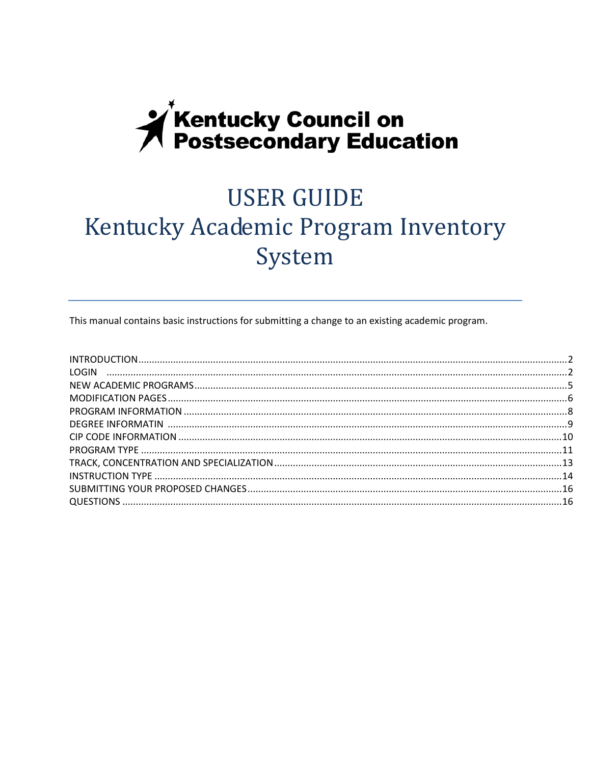**Kentucky Council on Postsecondary Education**

# USER GUIDE
# Kentucky Academic Program Inventory System

---

This manual contains basic instructions for submitting a change to an existing academic program.

INTRODUCTION....................................................2
LOGIN....................................................2
NEW ACADEMIC PROGRAMS....................................................5
MODIFICATION PAGES....................................................6
PROGRAM INFORMATION....................................................8
DEGREE INFORMATIN....................................................9
CIP CODE INFORMATION....................................................10
PROGRAM TYPE....................................................11
TRACK, CONCENTRATION AND SPECIALIZATION....................................................13
INSTRUCTION TYPE....................................................14
SUBMITTING YOUR PROPOSED CHANGES....................................................16
QUESTIONS....................................................16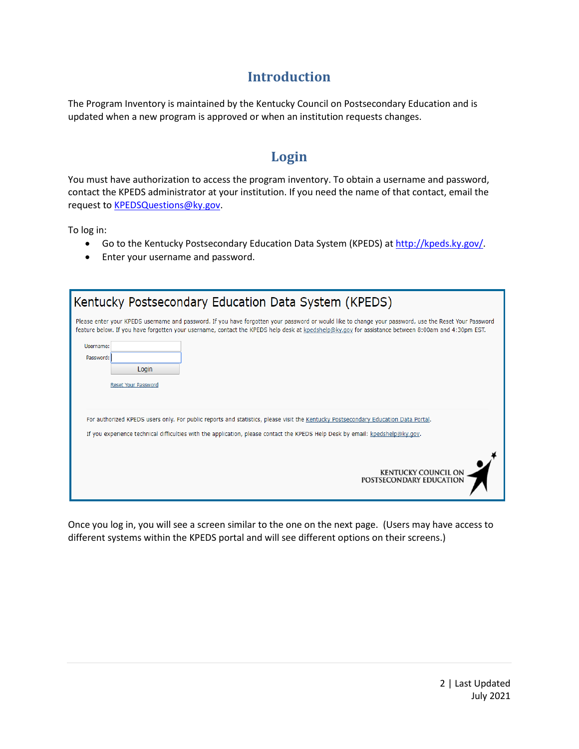# Introduction

The Program Inventory is maintained by the Kentucky Council on Postsecondary Education and is updated when a new program is approved or when an institution requests changes.

# Login

You must have authorization to access the program inventory. To obtain a username and password, contact the KPEDS administrator at your institution. If you need the name of that contact, email the request to KPEDSQuestions@ky.gov.

To log in:

- Go to the Kentucky Postsecondary Education Data System (KPEDS) at http://kpeds.ky.gov/.
- Enter your username and password.

Kentucky Postsecondary Education Data System (KPEDS)

Please enter your KPEDS username and password. If you have forgotten your password or would like to change your password, use the Reset Your Password feature below. If you have forgotten your username, contact the KPEDS help desk at kpedshelp@ky.gov for assistance between 8:00am and 4:30pm EST.

Username:

Password:

Login

Reset Your Password

For authorized KPEDS users only. For public reports and statistics, please visit the Kentucky Postsecondary Education Data Portal.

If you experience technical difficulties with the application, please contact the KPEDS Help Desk by email: kpedshelp@ky.gov.

KENTUCKY COUNCIL ON POSTSECONDARY EDUCATION

Once you log in, you will see a screen similar to the one on the next page. (Users may have access to different systems within the KPEDS portal and will see different options on their screens.)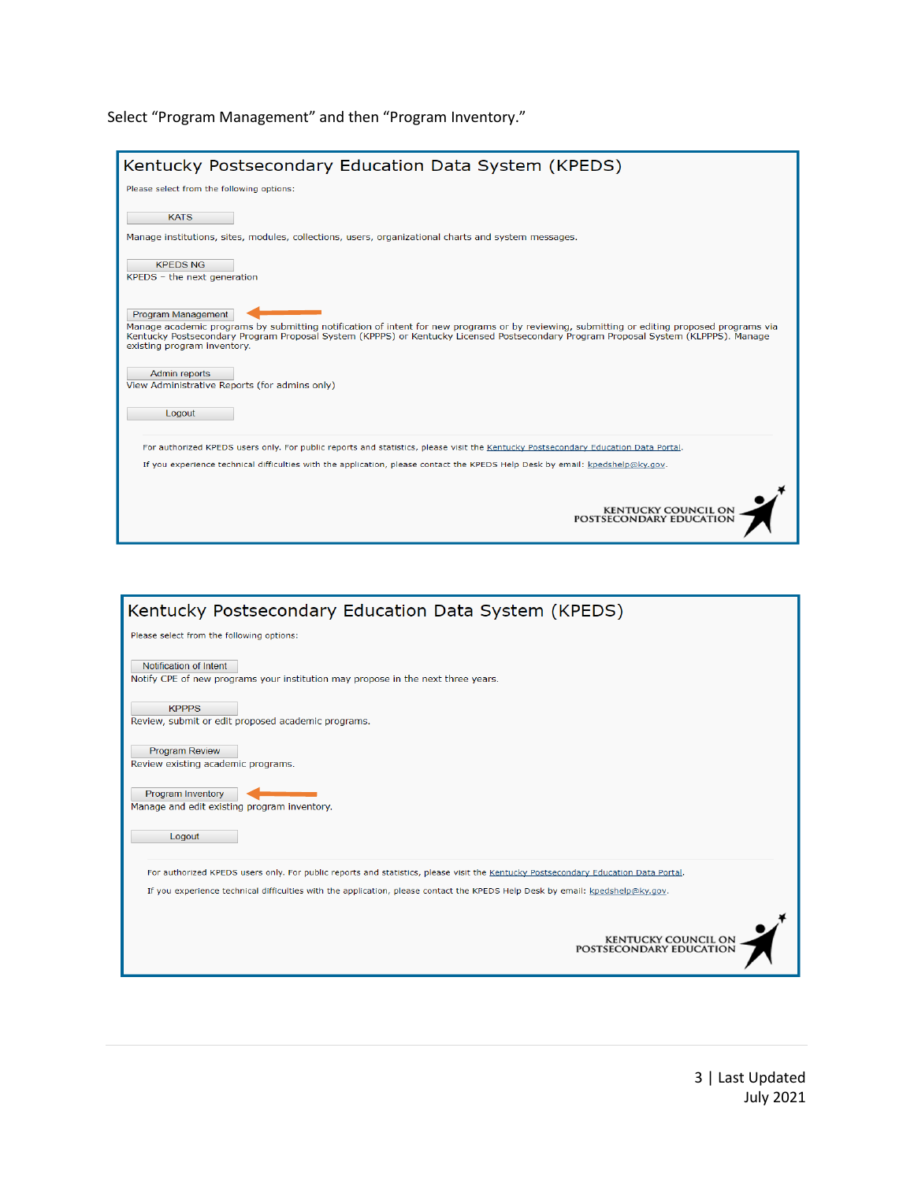Select "Program Management" and then "Program Inventory."

Kentucky Postsecondary Education Data System (KPEDS)

Please select from the following options:

KATS

Manage institutions, sites, modules, collections, users, organizational charts and system messages.

KPEDS NG

KPEDS – the next generation

Program Management

Manage academic programs by submitting notification of intent for new programs or by reviewing, submitting or editing proposed programs via Kentucky Postsecondary Program Proposal System (KPPPS) or Kentucky Licensed Postsecondary Program Proposal System (KLPPPS). Manage existing program inventory.

Admin reports

View Administrative Reports (for admins only)

Logout

For authorized KPEDS users only. For public reports and statistics, please visit the Kentucky Postsecondary Education Data Portal.

If you experience technical difficulties with the application, please contact the KPEDS Help Desk by email: kpedshelp@ky.gov.

KENTUCKY COUNCIL ON POSTSECONDARY EDUCATION

Kentucky Postsecondary Education Data System (KPEDS)

Please select from the following options:

Notification of Intent

Notify CPE of new programs your institution may propose in the next three years.

KPPPS

Review, submit or edit proposed academic programs.

Program Review

Review existing academic programs.

Program Inventory

Manage and edit existing program inventory.

Logout

For authorized KPEDS users only. For public reports and statistics, please visit the Kentucky Postsecondary Education Data Portal.

If you experience technical difficulties with the application, please contact the KPEDS Help Desk by email: kpedshelp@ky.gov.

KENTUCKY COUNCIL ON POSTSECONDARY EDUCATION

Last Updated July 2021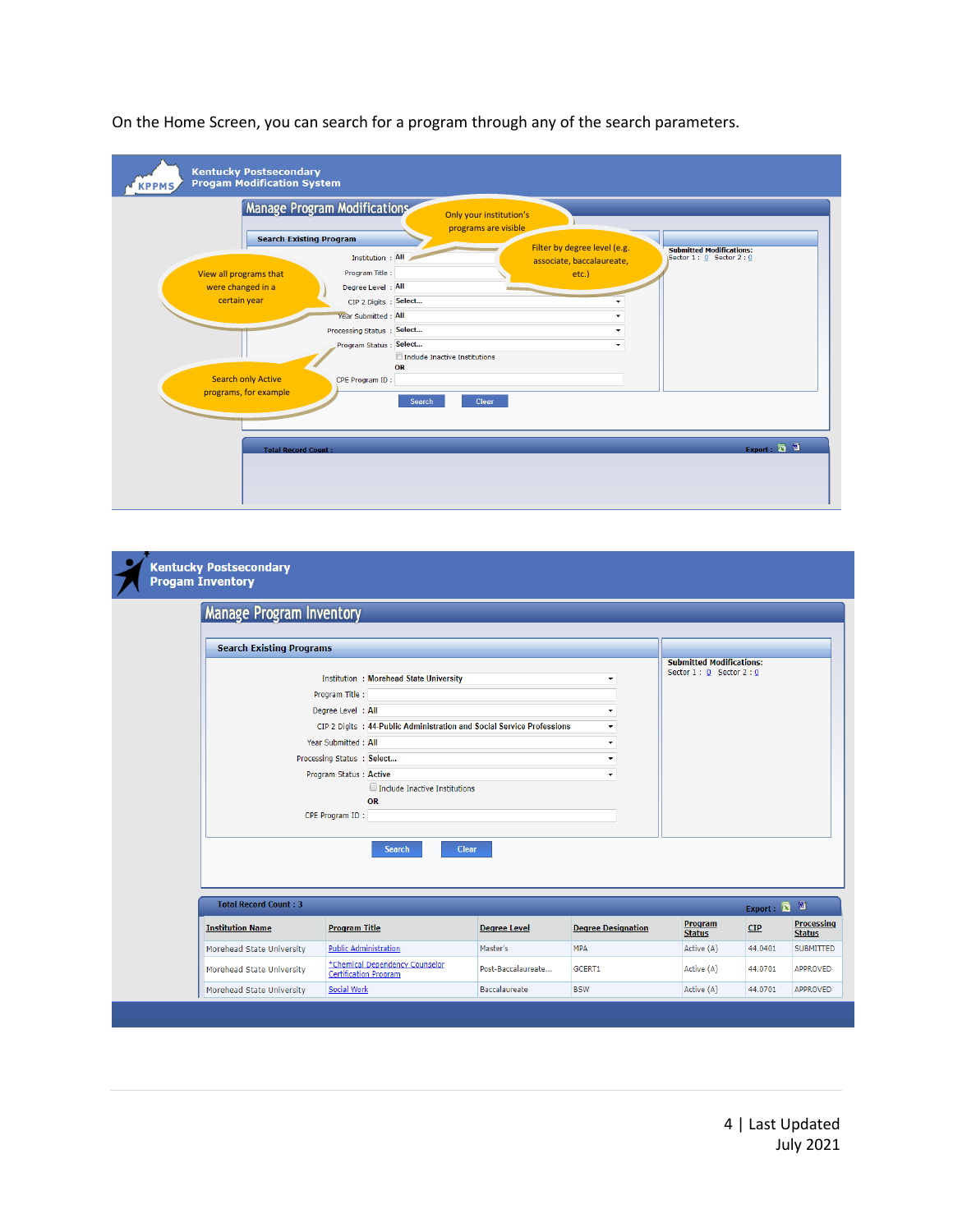On the Home Screen, you can search for a program through any of the search parameters.

Kentucky Postsecondary
Progam Modification System

**Manage Program Modifications**

Only your institution's programs are visible

Filter by degree level (e.g. associate, baccalaureate, etc.)

View all programs that were changed in a certain year

Search only Active programs, for example

Search Existing Program

Institution : All
Program Title :
Degree Level : All
CIP 2 Digits : Select...
Year Submitted : All
Processing Status : Select...
Program Status : Select...
Include Inactive Institutions
OR
CPE Program ID :

Search Clear

Submitted Modifications:
Sector 1 : 0 Sector 2 : 0

Total Record Count :
Export :

Kentucky Postsecondary
Progam Inventory

**Manage Program Inventory**

Search Existing Programs

Institution : Morehead State University
Program Title :
Degree Level : All
CIP 2 Digits : 44-Public Administration and Social Service Professions
Year Submitted : All
Processing Status : Select...
Program Status : Active
Include Inactive Institutions
OR
CPE Program ID :

Search Clear

Submitted Modifications:
Sector 1 : 0 Sector 2 : 0

Total Record Count : 3
Export :

| Institution Name | Program Title | Degree Level | Degree Designation | Program Status | CIP | Processing Status |
|---|---|---|---|---|---|---|
| Morehead State University | Public Administration | Master's | MPA | Active (A) | 44.0401 | SUBMITTED |
| Morehead State University | *Chemical Dependency Counselor Certification Program | Post-Baccalaureate... | GCERT1 | Active (A) | 44.0701 | APPROVED |
| Morehead State University | Social Work | Baccalaureate | BSW | Active (A) | 44.0701 | APPROVED |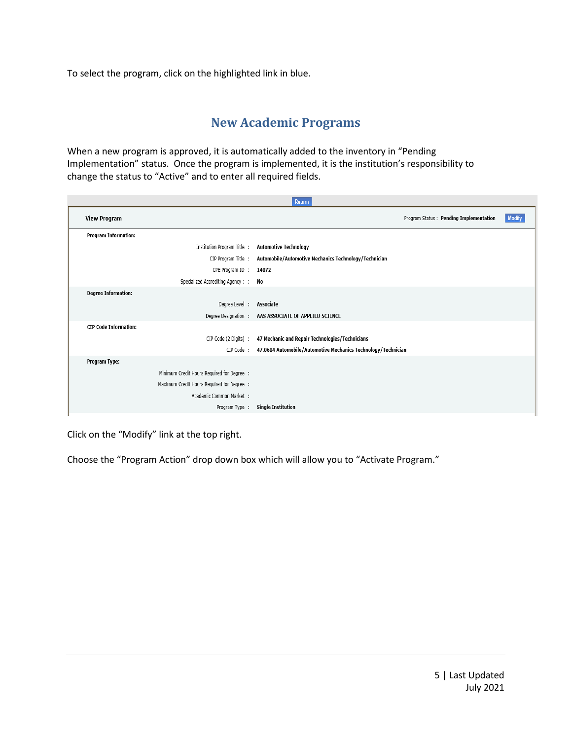To select the program, click on the highlighted link in blue.

## New Academic Programs

When a new program is approved, it is automatically added to the inventory in "Pending Implementation" status. Once the program is implemented, it is the institution's responsibility to change the status to "Active" and to enter all required fields.

Return

**View Program** — Program Status : **Pending Implementation** — Modify

| | |
|---|---|
| **Program Information:** | |
| Institution Program Title : | **Automotive Technology** |
| CIP Program Title : | **Automobile/Automotive Mechanics Technology/Technician** |
| CPE Program ID : | **14072** |
| Specialized Accrediting Agency : : | **No** |
| **Degree Information:** | |
| Degree Level : | **Associate** |
| Degree Designation : | **AAS ASSOCIATE OF APPLIED SCIENCE** |
| **CIP Code Information:** | |
| CIP Code (2 Digits) : | **47 Mechanic and Repair Technologies/Technicians** |
| CIP Code : | **47.0604 Automobile/Automotive Mechanics Technology/Technician** |
| **Program Type:** | |
| Minimum Credit Hours Required for Degree : | |
| Maximum Credit Hours Required for Degree : | |
| Academic Common Market : | |
| Program Type : | **Single Institution** |

Click on the "Modify" link at the top right.

Choose the "Program Action" drop down box which will allow you to "Activate Program."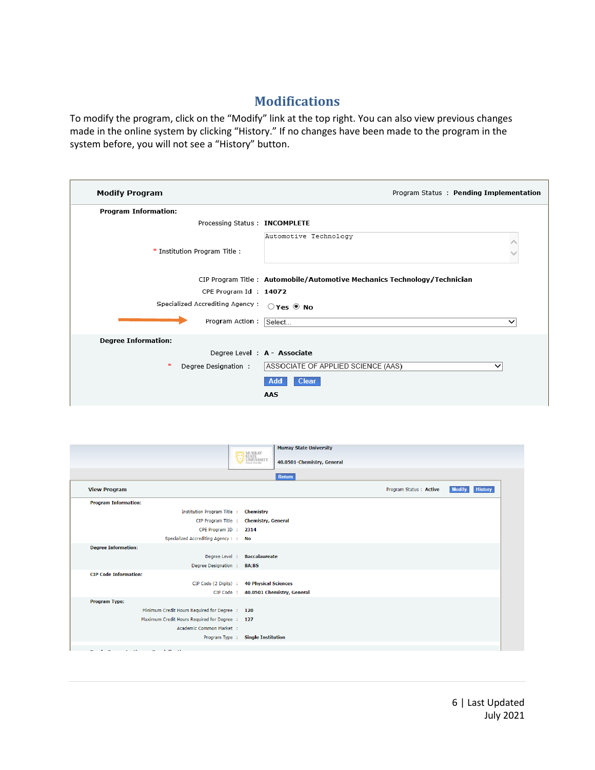## Modifications

To modify the program, click on the "Modify" link at the top right. You can also view previous changes made in the online system by clicking "History." If no changes have been made to the program in the system before, you will not see a "History" button.

**Modify Program** — Program Status : **Pending Implementation**

**Program Information:**

- Processing Status : **INCOMPLETE**
- * Institution Program Title : Automotive Technology
- CIP Program Title : **Automobile/Automotive Mechanics Technology/Technician**
- CPE Program Id : **14072**
- Specialized Accrediting Agency : ○ Yes ◉ No
- Program Action : Select...

**Degree Information:**

- Degree Level : **A - Associate**
- * Degree Designation : ASSOCIATE OF APPLIED SCIENCE (AAS)
- Add | Clear
- **AAS**

---

Murray State University
40.0501-Chemistry, General

Return

**View Program** — Program Status : Active | Modify | History

**Program Information:**

- Institution Program Title : Chemistry
- CIP Program Title : Chemistry, General
- CPE Program ID : 2314
- Specialized Accrediting Agency : No

**Degree Information:**

- Degree Level : Baccalaureate
- Degree Designation : BA;BS

**CIP Code Information:**

- CIP Code (2 Digits) : 40 Physical Sciences
- CIP Code : 40.0501 Chemistry, General

**Program Type:**

- Minimum Credit Hours Required for Degree : 120
- Maximum Credit Hours Required for Degree : 127
- Academic Common Market :
- Program Type : Single Institution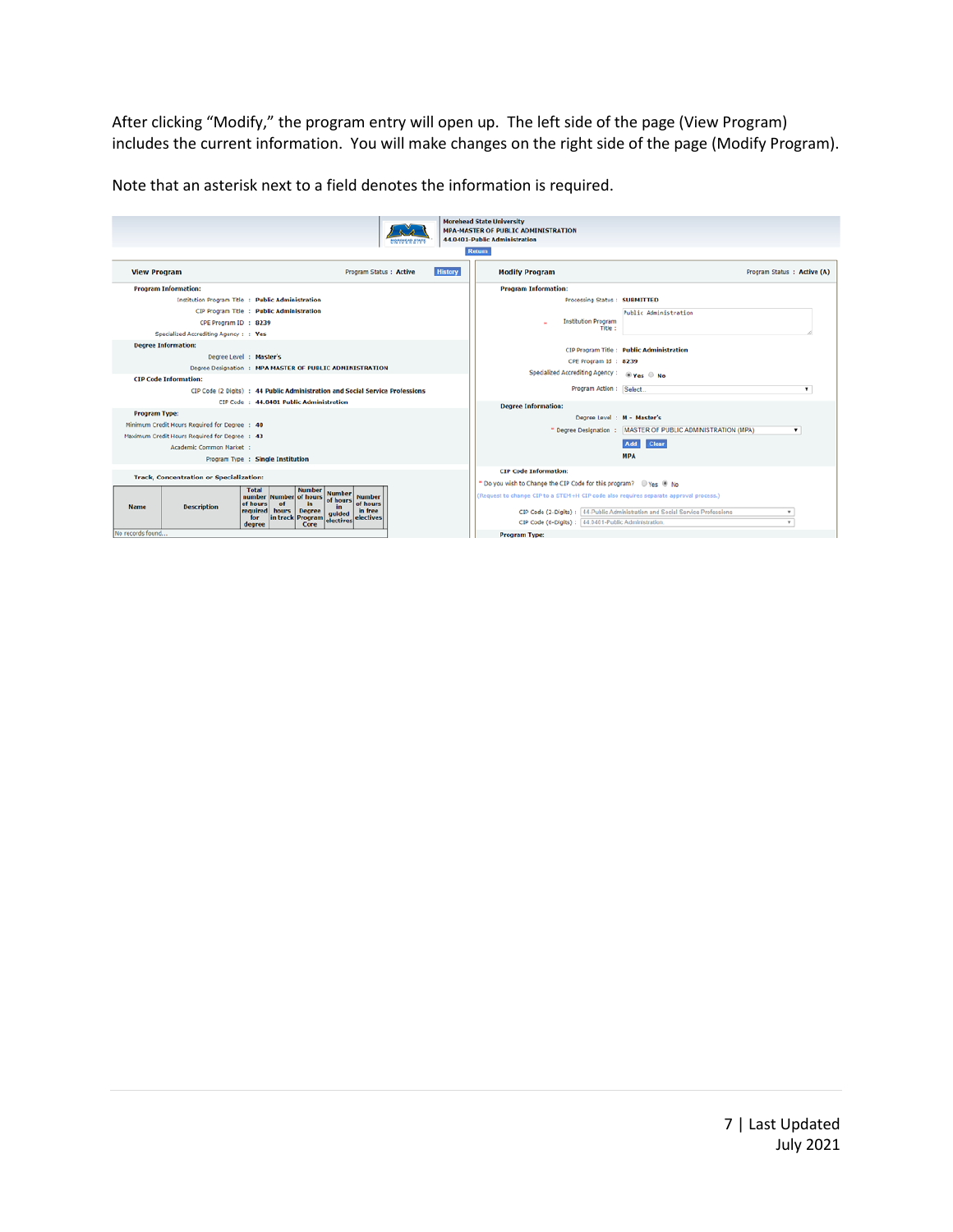After clicking "Modify," the program entry will open up. The left side of the page (View Program) includes the current information. You will make changes on the right side of the page (Modify Program).

Note that an asterisk next to a field denotes the information is required.

Morehead State University
MPA-MASTER OF PUBLIC ADMINISTRATION
44.0401-Public Administration

Return

**View Program** Program Status : Active History

**Program Information:**

Institution Program Title : Public Administration
CIP Program Title : Public Administration
CPE Program ID : 8239
Specialized Accrediting Agency : : Yes

**Degree Information:**

Degree Level : Master's
Degree Designation : MPA MASTER OF PUBLIC ADMINISTRATION

**CIP Code Information:**

CIP Code (2 Digits) : 44 Public Administration and Social Service Professions
CIP Code : 44.0401 Public Administration

**Program Type:**

Minimum Credit Hours Required for Degree : 40
Maximum Credit Hours Required for Degree : 43
Academic Common Market :
Program Type : Single Institution

**Track, Concentration or Specialization:**

| Name | Description | Total number of hours required for degree | Number of hours in track | Number of hours in Degree Program Core | Number of hours in guided electives | Number of hours in free electives |
|---|---|---|---|---|---|---|
| No records found... | | | | | | |

**Modify Program** Program Status : Active (A)

**Program Information:**

Processing Status : SUBMITTED
\* Institution Program Title : Public Administration
CIP Program Title : Public Administration
CPE Program Id : 8239
Specialized Accrediting Agency : Yes No
Program Action : Select...

**Degree Information:**

Degree Level : M - Master's
\* Degree Designation : MASTER OF PUBLIC ADMINISTRATION (MPA)
Add Clear
MPA

**CIP Code Information:**

\* Do you wish to Change the CIP Code for this program? Yes No
(Request to change CIP to a STEM+H CIP code also requires separate approval process.)

CIP Code (2-Digits) : 44-Public Administration and Social Service Professions
CIP Code (6-Digits) : 44.0401-Public Administration

**Program Type:**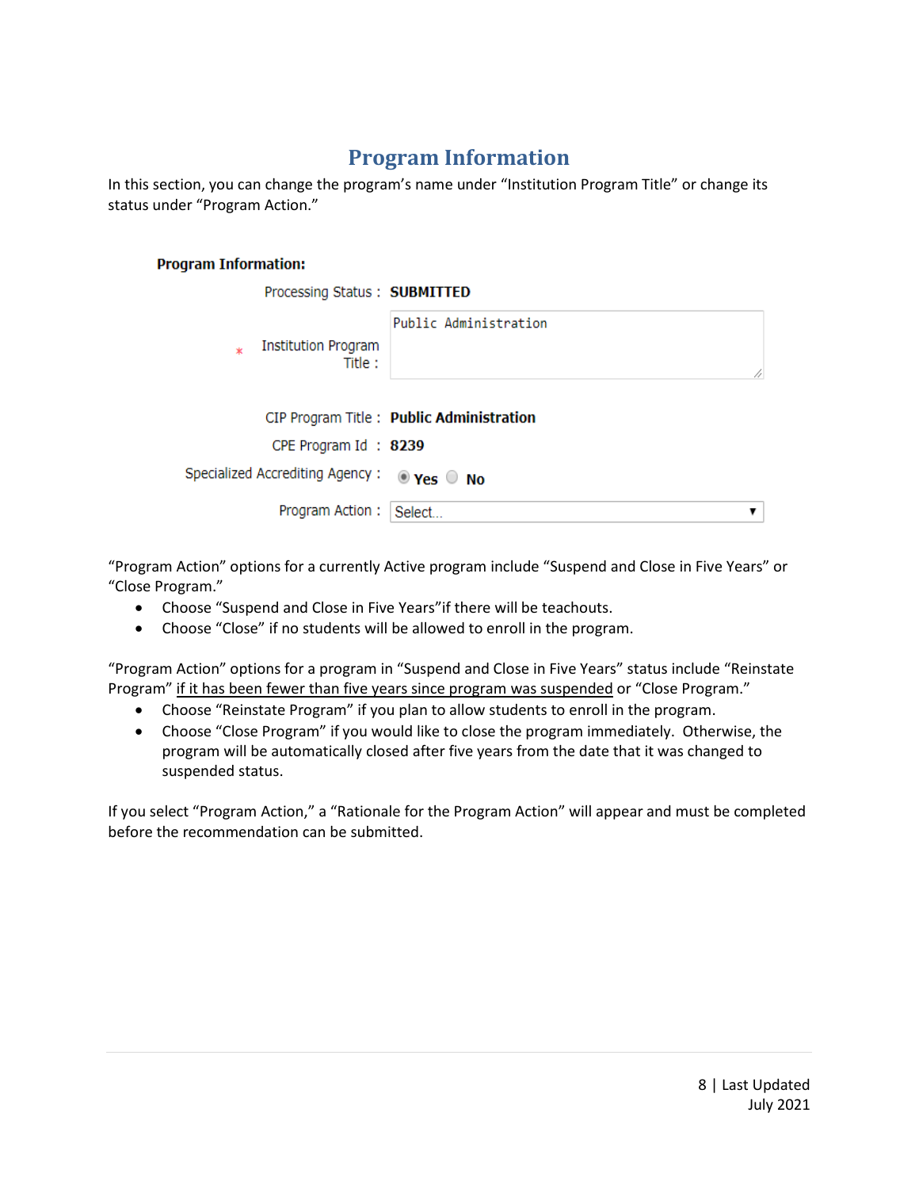# Program Information

In this section, you can change the program's name under "Institution Program Title" or change its status under "Program Action."

**Program Information:**

Processing Status : **SUBMITTED**

\* Institution Program Title : Public Administration

CIP Program Title : **Public Administration**

CPE Program Id : **8239**

Specialized Accrediting Agency : (•) **Yes** ( ) **No**

Program Action : Select...

"Program Action" options for a currently Active program include "Suspend and Close in Five Years" or "Close Program."

- Choose "Suspend and Close in Five Years"if there will be teachouts.
- Choose "Close" if no students will be allowed to enroll in the program.

"Program Action" options for a program in "Suspend and Close in Five Years" status include "Reinstate Program" if it has been fewer than five years since program was suspended or "Close Program."

- Choose "Reinstate Program" if you plan to allow students to enroll in the program.
- Choose "Close Program" if you would like to close the program immediately. Otherwise, the program will be automatically closed after five years from the date that it was changed to suspended status.

If you select "Program Action," a "Rationale for the Program Action" will appear and must be completed before the recommendation can be submitted.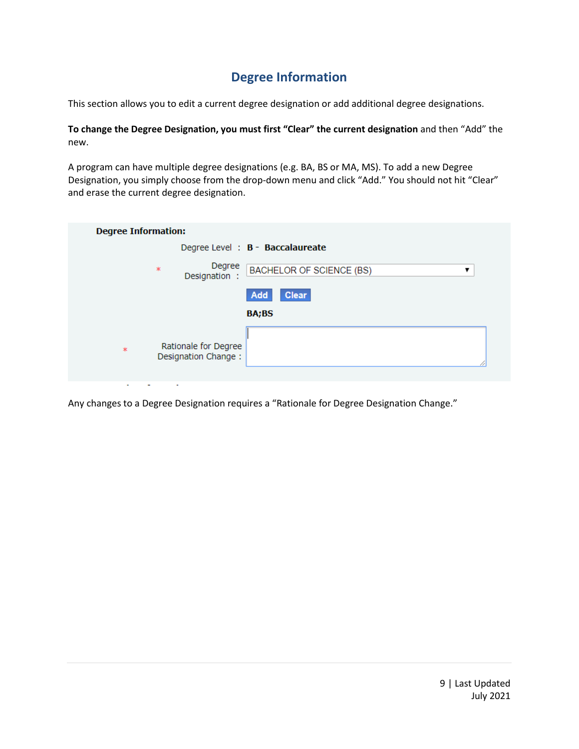## Degree Information

This section allows you to edit a current degree designation or add additional degree designations.

**To change the Degree Designation, you must first "Clear" the current designation** and then "Add" the new.

A program can have multiple degree designations (e.g. BA, BS or MA, MS). To add a new Degree Designation, you simply choose from the drop-down menu and click "Add." You should not hit "Clear" and erase the current degree designation.

**Degree Information:**

Degree Level : **B - Baccalaureate**

\* Degree Designation : BACHELOR OF SCIENCE (BS)

Add Clear

**BA;BS**

\* Rationale for Degree Designation Change :

Any changes to a Degree Designation requires a "Rationale for Degree Designation Change."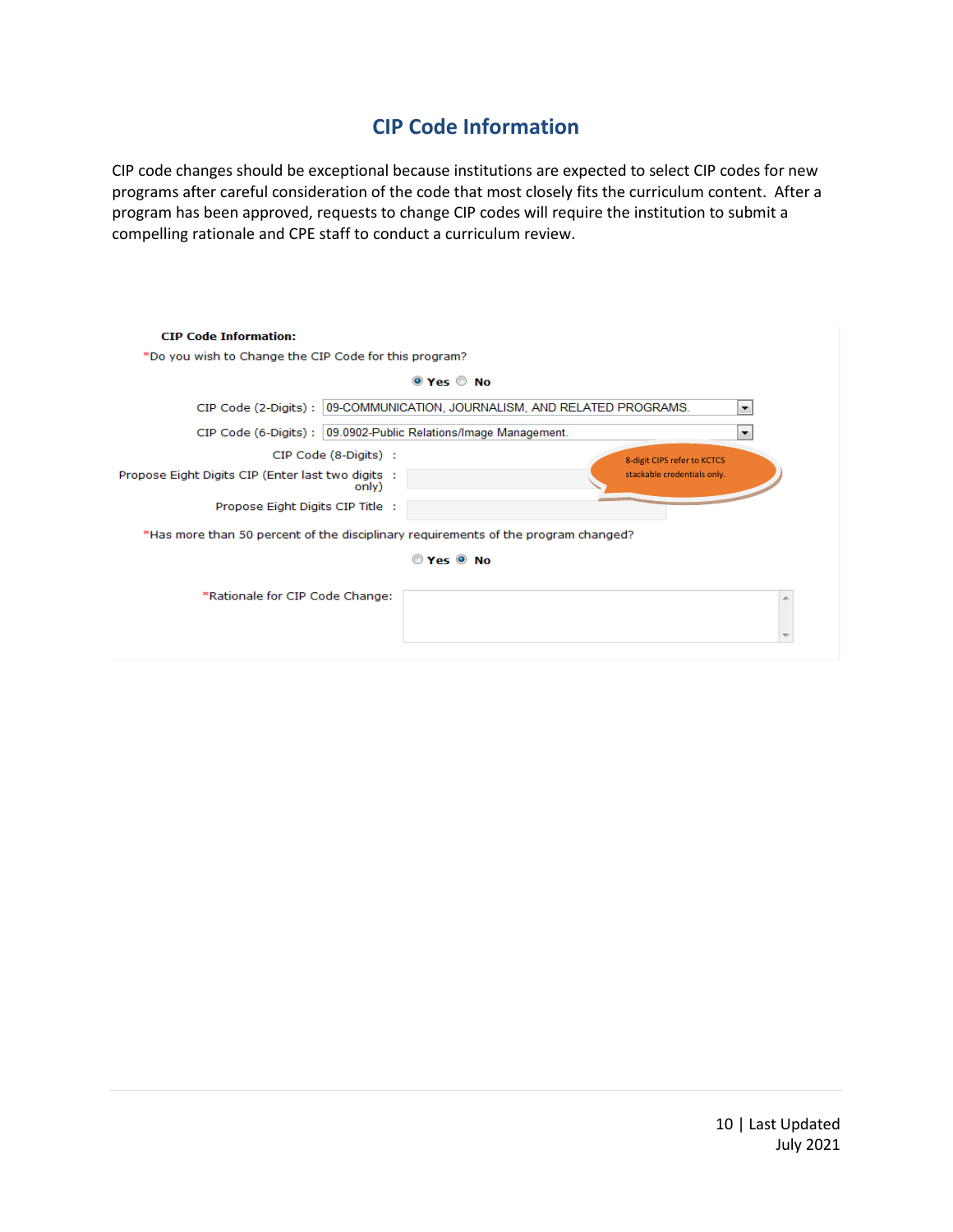## CIP Code Information

CIP code changes should be exceptional because institutions are expected to select CIP codes for new programs after careful consideration of the code that most closely fits the curriculum content. After a program has been approved, requests to change CIP codes will require the institution to submit a compelling rationale and CPE staff to conduct a curriculum review.

**CIP Code Information:**

*Do you wish to Change the CIP Code for this program?

(•) **Yes** ( ) **No**

CIP Code (2-Digits) : 09-COMMUNICATION, JOURNALISM, AND RELATED PROGRAMS.

CIP Code (6-Digits) : 09.0902-Public Relations/Image Management.

CIP Code (8-Digits) :

Propose Eight Digits CIP (Enter last two digits only) :

Propose Eight Digits CIP Title :

8-digit CIPS refer to KCTCS stackable credentials only.

*Has more than 50 percent of the disciplinary requirements of the program changed?

( ) **Yes** (•) **No**

*Rationale for CIP Code Change: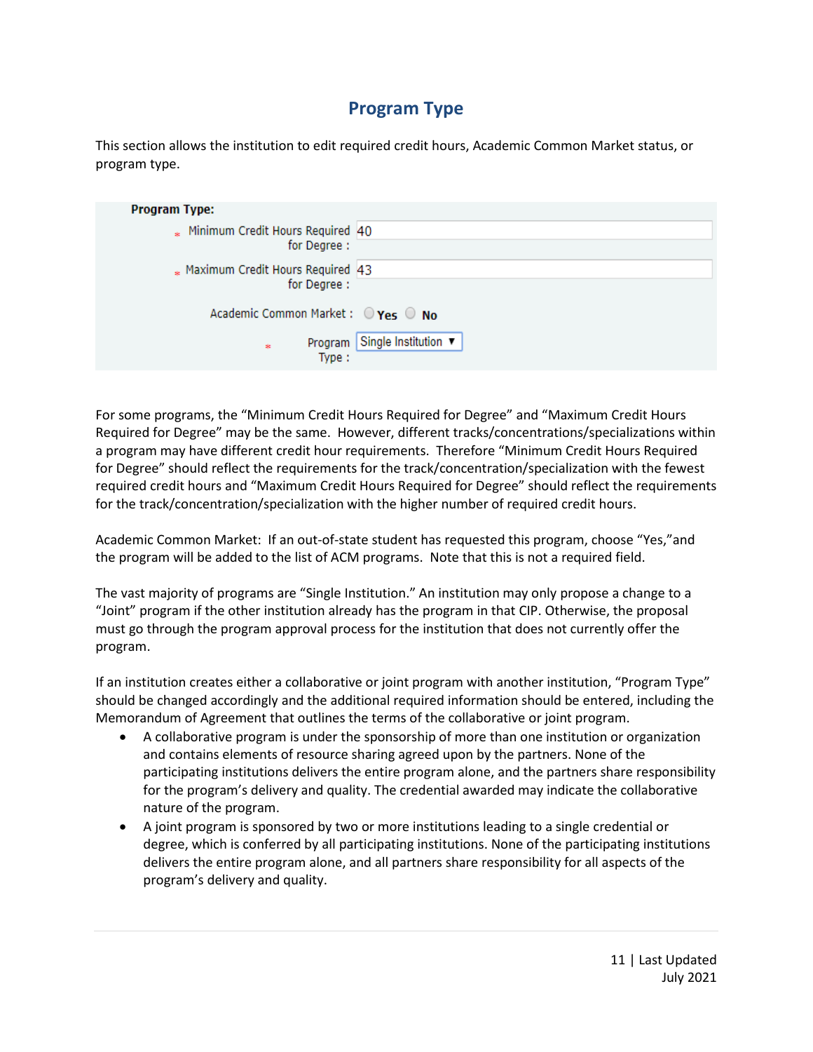## Program Type

This section allows the institution to edit required credit hours, Academic Common Market status, or program type.

**Program Type:**

| | |
|---|---|
| * Minimum Credit Hours Required for Degree : | 40 |
| * Maximum Credit Hours Required for Degree : | 43 |
| Academic Common Market : | ○ Yes ○ No |
| * Program Type : | Single Institution ▾ |

For some programs, the "Minimum Credit Hours Required for Degree" and "Maximum Credit Hours Required for Degree" may be the same. However, different tracks/concentrations/specializations within a program may have different credit hour requirements. Therefore "Minimum Credit Hours Required for Degree" should reflect the requirements for the track/concentration/specialization with the fewest required credit hours and "Maximum Credit Hours Required for Degree" should reflect the requirements for the track/concentration/specialization with the higher number of required credit hours.

Academic Common Market: If an out-of-state student has requested this program, choose "Yes,"and the program will be added to the list of ACM programs. Note that this is not a required field.

The vast majority of programs are "Single Institution." An institution may only propose a change to a "Joint" program if the other institution already has the program in that CIP. Otherwise, the proposal must go through the program approval process for the institution that does not currently offer the program.

If an institution creates either a collaborative or joint program with another institution, "Program Type" should be changed accordingly and the additional required information should be entered, including the Memorandum of Agreement that outlines the terms of the collaborative or joint program.

- A collaborative program is under the sponsorship of more than one institution or organization and contains elements of resource sharing agreed upon by the partners. None of the participating institutions delivers the entire program alone, and the partners share responsibility for the program's delivery and quality. The credential awarded may indicate the collaborative nature of the program.
- A joint program is sponsored by two or more institutions leading to a single credential or degree, which is conferred by all participating institutions. None of the participating institutions delivers the entire program alone, and all partners share responsibility for all aspects of the program's delivery and quality.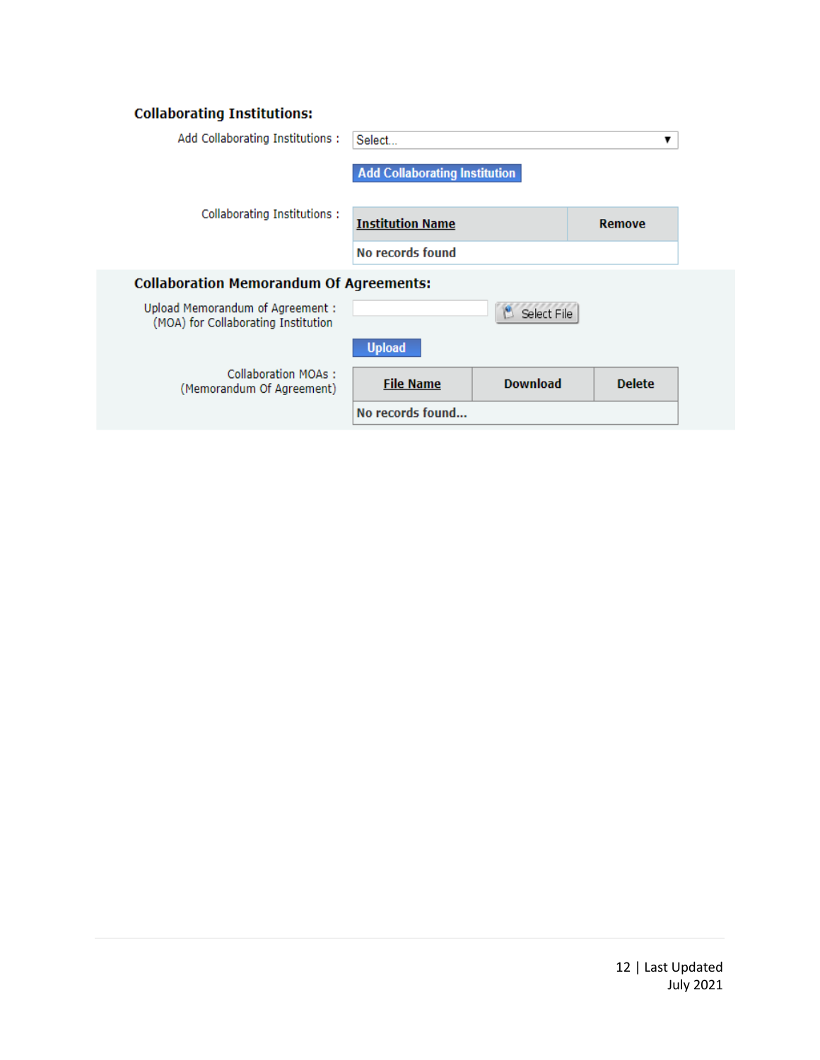**Collaborating Institutions:**

Add Collaborating Institutions : Select...

Add Collaborating Institution

Collaborating Institutions :

| Institution Name | Remove |
|---|---|
| No records found | |

**Collaboration Memorandum Of Agreements:**

Upload Memorandum of Agreement (MOA) for Collaborating Institution : Select File

Upload

Collaboration MOAs (Memorandum Of Agreement) :

| File Name | Download | Delete |
|---|---|---|
| No records found... | | |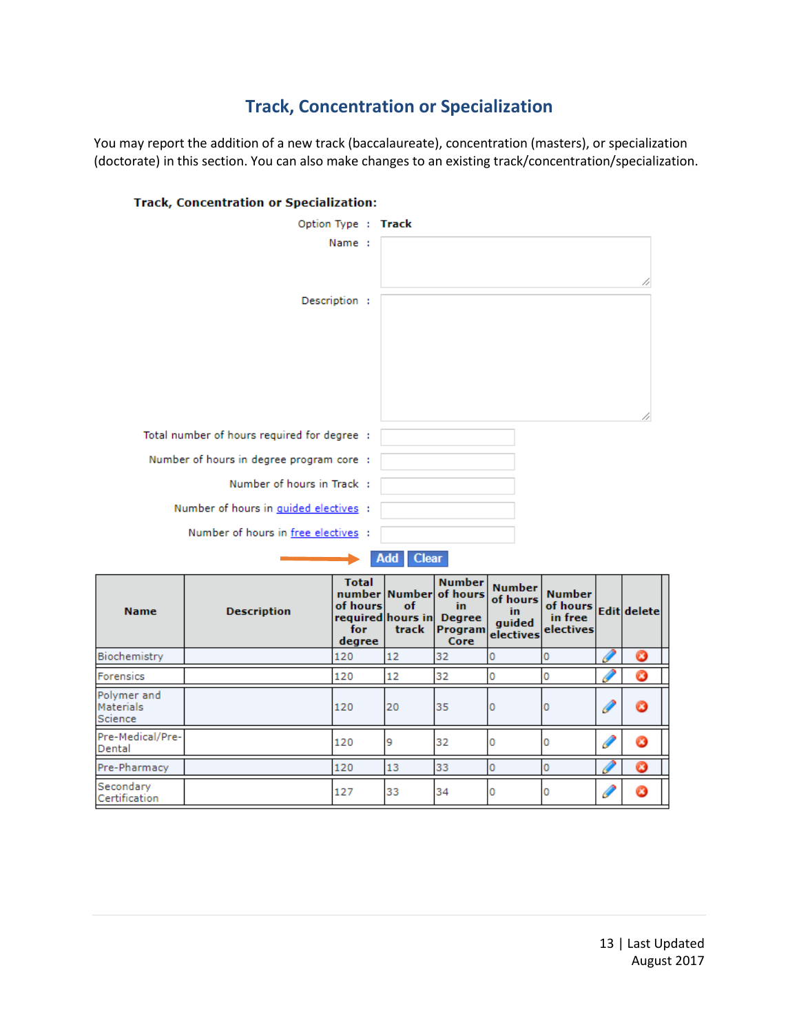# Track, Concentration or Specialization

You may report the addition of a new track (baccalaureate), concentration (masters), or specialization (doctorate) in this section. You can also make changes to an existing track/concentration/specialization.

**Track, Concentration or Specialization:**

Option Type : **Track**

Name :

Description :

Total number of hours required for degree :

Number of hours in degree program core :

Number of hours in Track :

Number of hours in guided electives :

Number of hours in free electives :

Add Clear

| Name | Description | Total number of hours required for degree | Number of hours in track | Number of hours in Degree Program Core | Number of hours in guided electives | Number of hours in free electives | Edit | delete |
|---|---|---|---|---|---|---|---|---|
| Biochemistry | | 120 | 12 | 32 | 0 | 0 | | |
| Forensics | | 120 | 12 | 32 | 0 | 0 | | |
| Polymer and Materials Science | | 120 | 20 | 35 | 0 | 0 | | |
| Pre-Medical/Pre-Dental | | 120 | 9 | 32 | 0 | 0 | | |
| Pre-Pharmacy | | 120 | 13 | 33 | 0 | 0 | | |
| Secondary Certification | | 127 | 33 | 34 | 0 | 0 | | |

Last Updated August 2017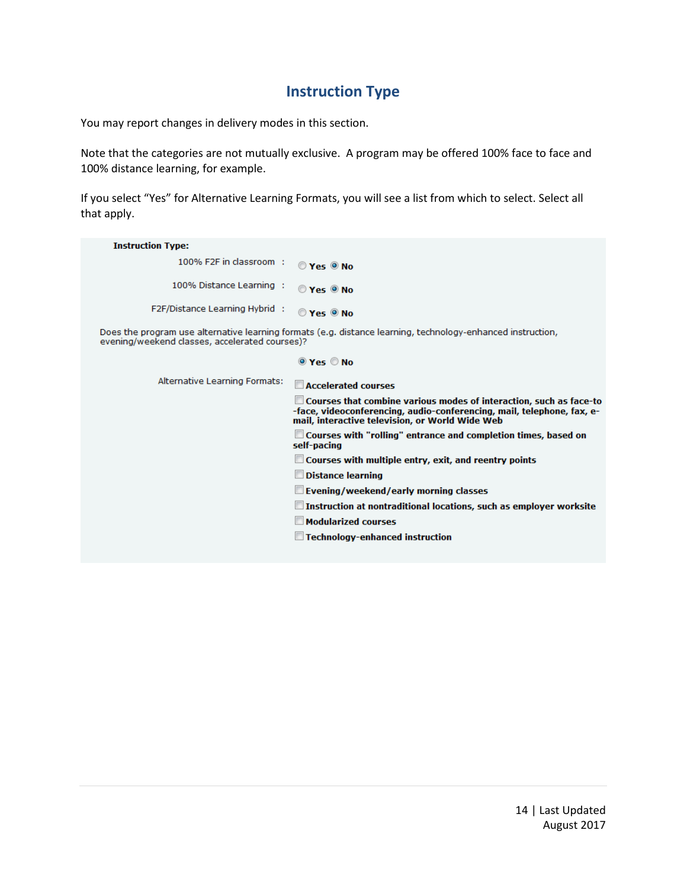## Instruction Type

You may report changes in delivery modes in this section.

Note that the categories are not mutually exclusive. A program may be offered 100% face to face and 100% distance learning, for example.

If you select "Yes" for Alternative Learning Formats, you will see a list from which to select. Select all that apply.

**Instruction Type:**

100% F2F in classroom : ○ Yes ◉ No

100% Distance Learning : ○ Yes ◉ No

F2F/Distance Learning Hybrid : ○ Yes ◉ No

Does the program use alternative learning formats (e.g. distance learning, technology-enhanced instruction, evening/weekend classes, accelerated courses)?

◉ Yes ○ No

Alternative Learning Formats:

- [ ] **Accelerated courses**
- [ ] **Courses that combine various modes of interaction, such as face-to-face, videoconferencing, audio-conferencing, mail, telephone, fax, e-mail, interactive television, or World Wide Web**
- [ ] **Courses with "rolling" entrance and completion times, based on self-pacing**
- [ ] **Courses with multiple entry, exit, and reentry points**
- [ ] **Distance learning**
- [ ] **Evening/weekend/early morning classes**
- [ ] **Instruction at nontraditional locations, such as employer worksite**
- [ ] **Modularized courses**
- [ ] **Technology-enhanced instruction**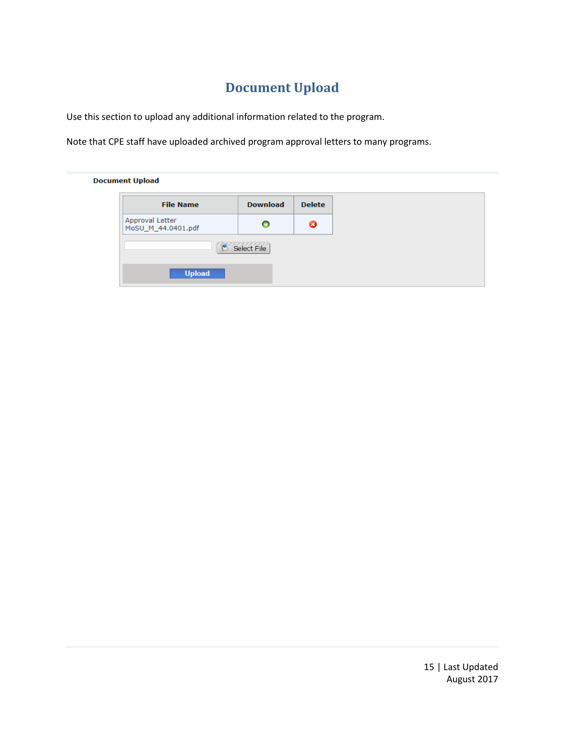# Document Upload

Use this section to upload any additional information related to the program.

Note that CPE staff have uploaded archived program approval letters to many programs.

**Document Upload**

| File Name | Download | Delete |
|---|---|---|
| Approval Letter MoSU_M_44.0401.pdf | | |

Select File

Upload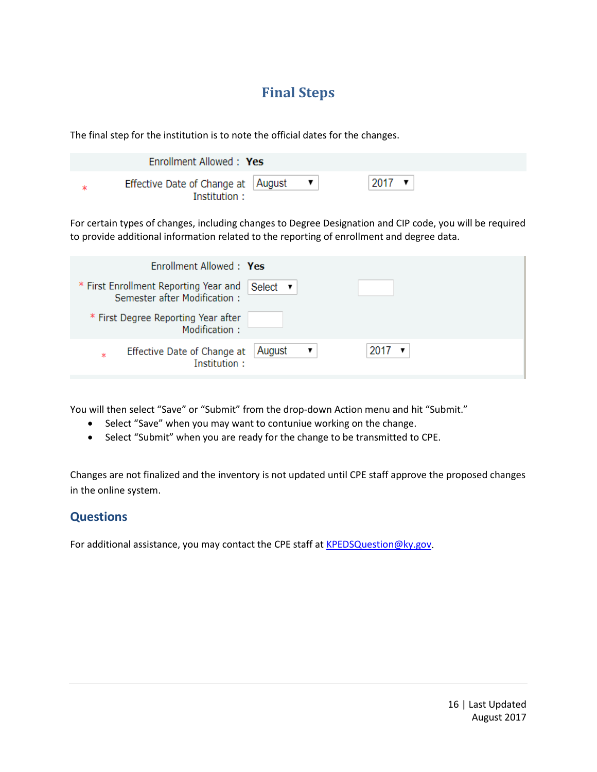## Final Steps

The final step for the institution is to note the official dates for the changes.

| | |
|---|---|
| Enrollment Allowed : | **Yes** |
| * Effective Date of Change at Institution : | August 2017 |

For certain types of changes, including changes to Degree Designation and CIP code, you will be required to provide additional information related to the reporting of enrollment and degree data.

| | |
|---|---|
| Enrollment Allowed : | **Yes** |
| * First Enrollment Reporting Year and Semester after Modification : | Select |
| * First Degree Reporting Year after Modification : | |
| * Effective Date of Change at Institution : | August 2017 |

You will then select "Save" or "Submit" from the drop-down Action menu and hit "Submit."

- Select "Save" when you may want to contuniue working on the change.
- Select "Submit" when you are ready for the change to be transmitted to CPE.

Changes are not finalized and the inventory is not updated until CPE staff approve the proposed changes in the online system.

## Questions

For additional assistance, you may contact the CPE staff at KPEDSQuestion@ky.gov.